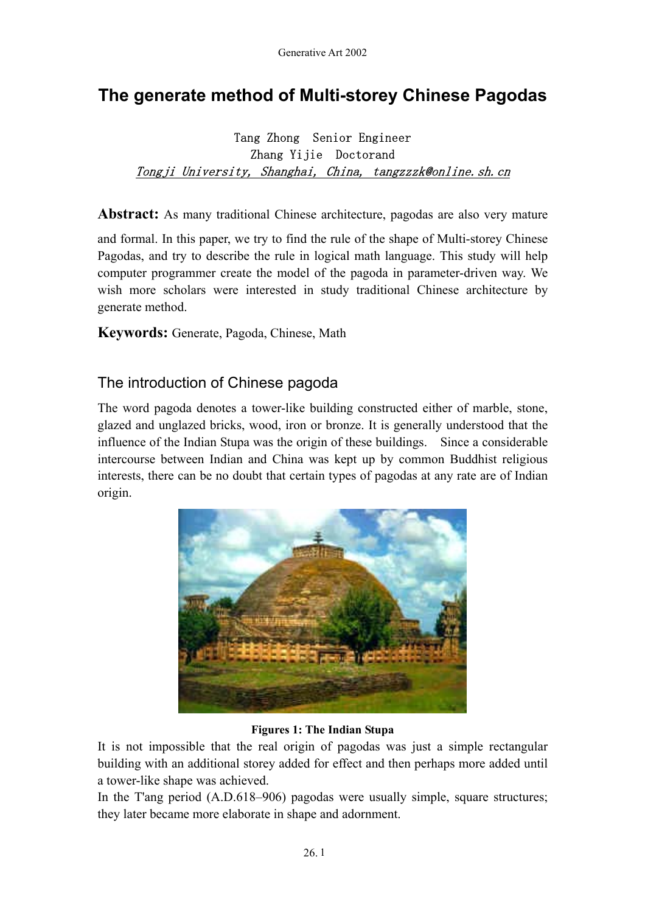# The generate method of Multi-storey Chinese Pagodas

Tang Zhong Senior Engineer
Zhang Yijie Doctorand
*Tongji University, Shanghai, China, tangzzzk@online.sh.cn*

**Abstract:** As many traditional Chinese architecture, pagodas are also very mature and formal. In this paper, we try to find the rule of the shape of Multi-storey Chinese Pagodas, and try to describe the rule in logical math language. This study will help computer programmer create the model of the pagoda in parameter-driven way. We wish more scholars were interested in study traditional Chinese architecture by generate method.

**Keywords:** Generate, Pagoda, Chinese, Math

## The introduction of Chinese pagoda

The word pagoda denotes a tower-like building constructed either of marble, stone, glazed and unglazed bricks, wood, iron or bronze. It is generally understood that the influence of the Indian Stupa was the origin of these buildings. Since a considerable intercourse between Indian and China was kept up by common Buddhist religious interests, there can be no doubt that certain types of pagodas at any rate are of Indian origin.

**Figures 1: The Indian Stupa**

It is not impossible that the real origin of pagodas was just a simple rectangular building with an additional storey added for effect and then perhaps more added until a tower-like shape was achieved.

In the T'ang period (A.D.618–906) pagodas were usually simple, square structures; they later became more elaborate in shape and adornment.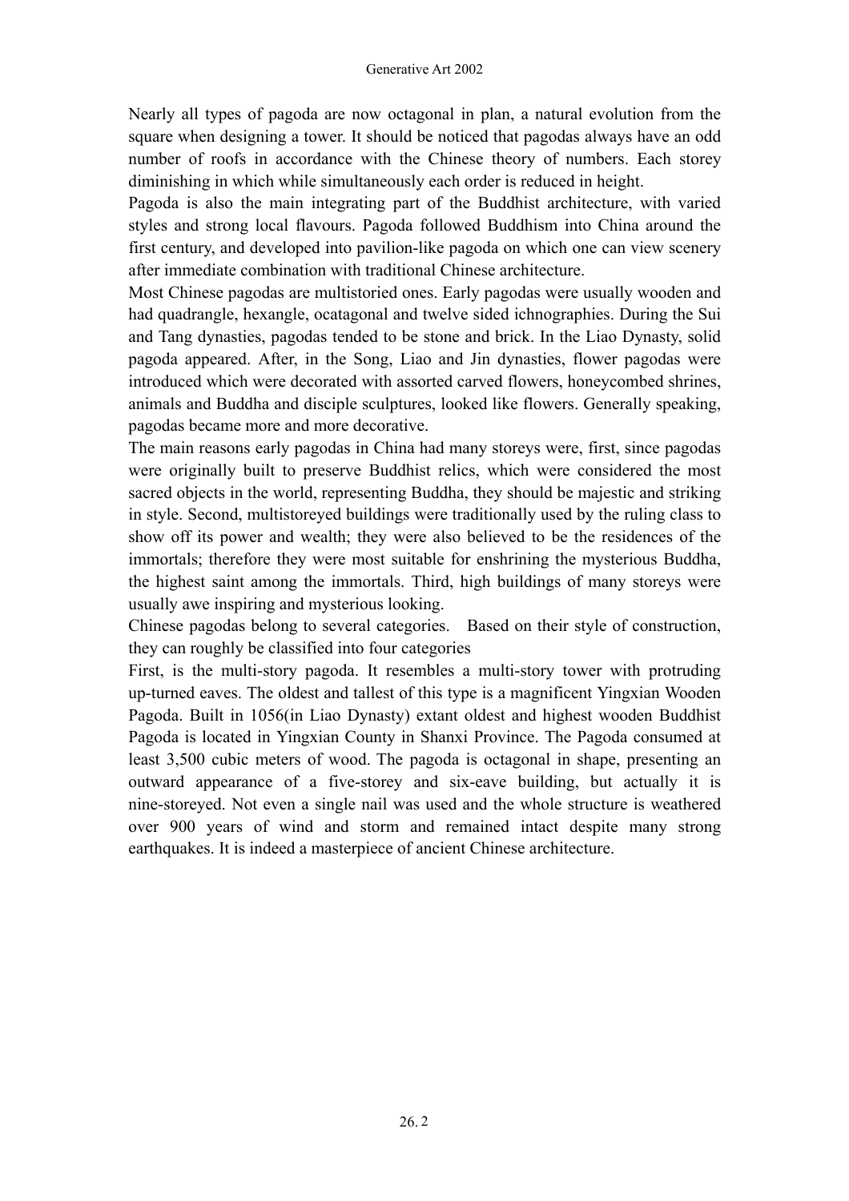Nearly all types of pagoda are now octagonal in plan, a natural evolution from the square when designing a tower. It should be noticed that pagodas always have an odd number of roofs in accordance with the Chinese theory of numbers. Each storey diminishing in which while simultaneously each order is reduced in height.

Pagoda is also the main integrating part of the Buddhist architecture, with varied styles and strong local flavours. Pagoda followed Buddhism into China around the first century, and developed into pavilion-like pagoda on which one can view scenery after immediate combination with traditional Chinese architecture.

Most Chinese pagodas are multistoried ones. Early pagodas were usually wooden and had quadrangle, hexangle, ocatagonal and twelve sided ichnographies. During the Sui and Tang dynasties, pagodas tended to be stone and brick. In the Liao Dynasty, solid pagoda appeared. After, in the Song, Liao and Jin dynasties, flower pagodas were introduced which were decorated with assorted carved flowers, honeycombed shrines, animals and Buddha and disciple sculptures, looked like flowers. Generally speaking, pagodas became more and more decorative.

The main reasons early pagodas in China had many storeys were, first, since pagodas were originally built to preserve Buddhist relics, which were considered the most sacred objects in the world, representing Buddha, they should be majestic and striking in style. Second, multistoreyed buildings were traditionally used by the ruling class to show off its power and wealth; they were also believed to be the residences of the immortals; therefore they were most suitable for enshrining the mysterious Buddha, the highest saint among the immortals. Third, high buildings of many storeys were usually awe inspiring and mysterious looking.

Chinese pagodas belong to several categories. Based on their style of construction, they can roughly be classified into four categories

First, is the multi-story pagoda. It resembles a multi-story tower with protruding up-turned eaves. The oldest and tallest of this type is a magnificent Yingxian Wooden Pagoda. Built in 1056(in Liao Dynasty) extant oldest and highest wooden Buddhist Pagoda is located in Yingxian County in Shanxi Province. The Pagoda consumed at least 3,500 cubic meters of wood. The pagoda is octagonal in shape, presenting an outward appearance of a five-storey and six-eave building, but actually it is nine-storeyed. Not even a single nail was used and the whole structure is weathered over 900 years of wind and storm and remained intact despite many strong earthquakes. It is indeed a masterpiece of ancient Chinese architecture.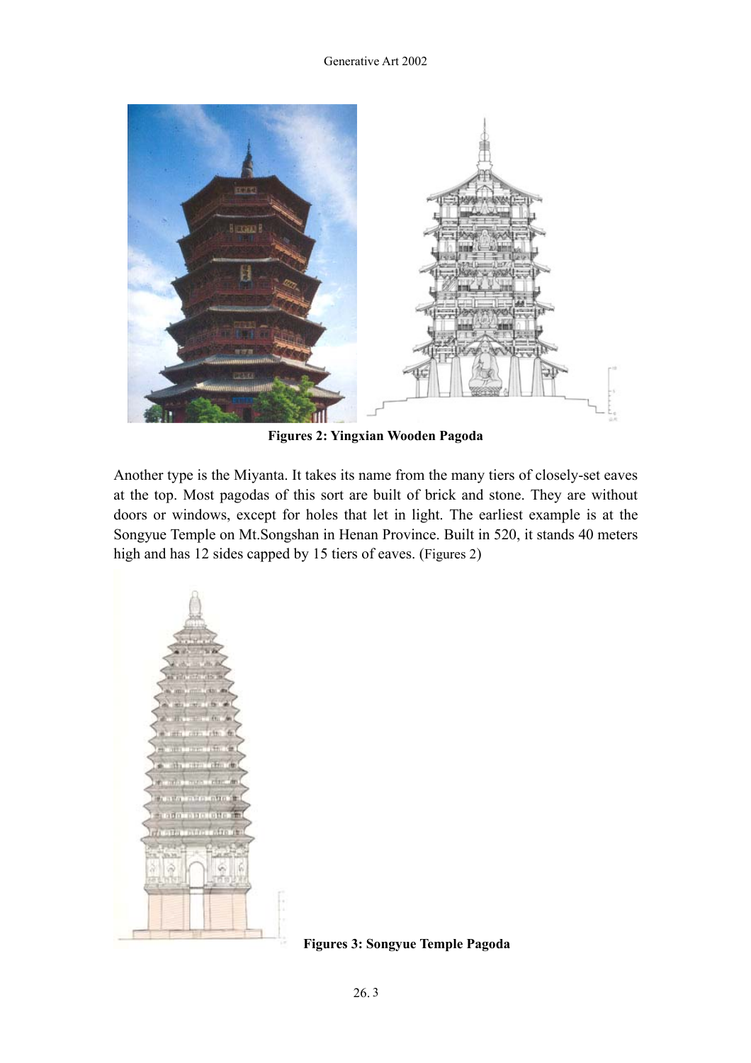**Figures 2: Yingxian Wooden Pagoda**

Another type is the Miyanta. It takes its name from the many tiers of closely-set eaves at the top. Most pagodas of this sort are built of brick and stone. They are without doors or windows, except for holes that let in light. The earliest example is at the Songyue Temple on Mt.Songshan in Henan Province. Built in 520, it stands 40 meters high and has 12 sides capped by 15 tiers of eaves. (Figures 2)

**Figures 3: Songyue Temple Pagoda**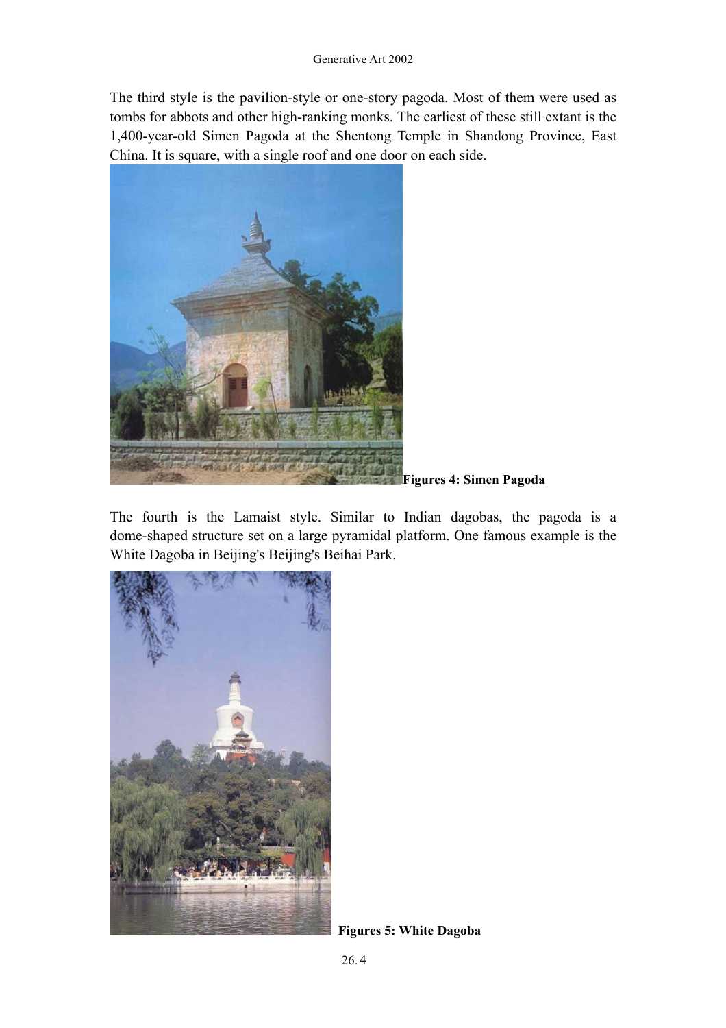The third style is the pavilion-style or one-story pagoda. Most of them were used as tombs for abbots and other high-ranking monks. The earliest of these still extant is the 1,400-year-old Simen Pagoda at the Shentong Temple in Shandong Province, East China. It is square, with a single roof and one door on each side.

**Figures 4: Simen Pagoda**

The fourth is the Lamaist style. Similar to Indian dagobas, the pagoda is a dome-shaped structure set on a large pyramidal platform. One famous example is the White Dagoba in Beijing's Beijing's Beihai Park.

**Figures 5: White Dagoba**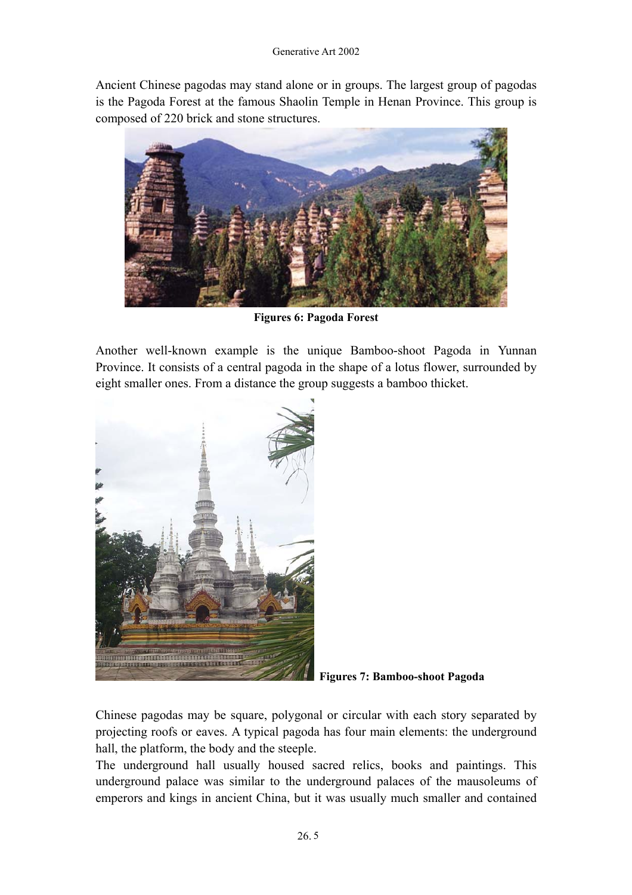Ancient Chinese pagodas may stand alone or in groups. The largest group of pagodas is the Pagoda Forest at the famous Shaolin Temple in Henan Province. This group is composed of 220 brick and stone structures.

**Figures 6: Pagoda Forest**

Another well-known example is the unique Bamboo-shoot Pagoda in Yunnan Province. It consists of a central pagoda in the shape of a lotus flower, surrounded by eight smaller ones. From a distance the group suggests a bamboo thicket.

**Figures 7: Bamboo-shoot Pagoda**

Chinese pagodas may be square, polygonal or circular with each story separated by projecting roofs or eaves. A typical pagoda has four main elements: the underground hall, the platform, the body and the steeple.

The underground hall usually housed sacred relics, books and paintings. This underground palace was similar to the underground palaces of the mausoleums of emperors and kings in ancient China, but it was usually much smaller and contained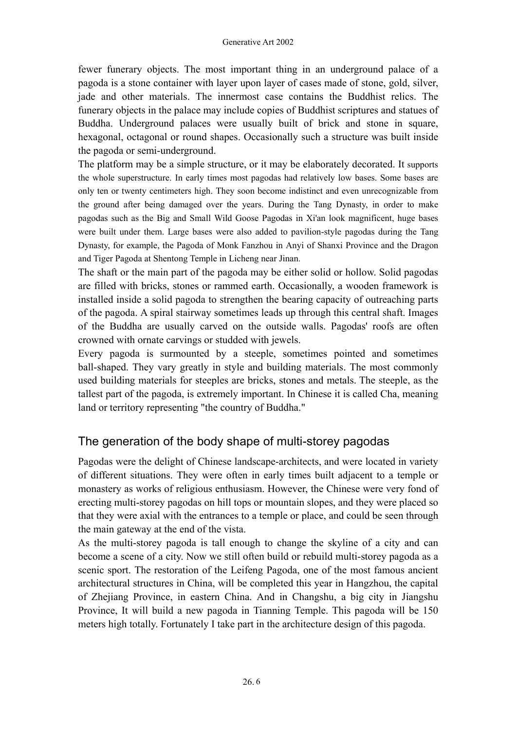fewer funerary objects. The most important thing in an underground palace of a pagoda is a stone container with layer upon layer of cases made of stone, gold, silver, jade and other materials. The innermost case contains the Buddhist relics. The funerary objects in the palace may include copies of Buddhist scriptures and statues of Buddha. Underground palaces were usually built of brick and stone in square, hexagonal, octagonal or round shapes. Occasionally such a structure was built inside the pagoda or semi-underground.

The platform may be a simple structure, or it may be elaborately decorated. It supports the whole superstructure. In early times most pagodas had relatively low bases. Some bases are only ten or twenty centimeters high. They soon become indistinct and even unrecognizable from the ground after being damaged over the years. During the Tang Dynasty, in order to make pagodas such as the Big and Small Wild Goose Pagodas in Xi'an look magnificent, huge bases were built under them. Large bases were also added to pavilion-style pagodas during the Tang Dynasty, for example, the Pagoda of Monk Fanzhou in Anyi of Shanxi Province and the Dragon and Tiger Pagoda at Shentong Temple in Licheng near Jinan.

The shaft or the main part of the pagoda may be either solid or hollow. Solid pagodas are filled with bricks, stones or rammed earth. Occasionally, a wooden framework is installed inside a solid pagoda to strengthen the bearing capacity of outreaching parts of the pagoda. A spiral stairway sometimes leads up through this central shaft. Images of the Buddha are usually carved on the outside walls. Pagodas' roofs are often crowned with ornate carvings or studded with jewels.

Every pagoda is surmounted by a steeple, sometimes pointed and sometimes ball-shaped. They vary greatly in style and building materials. The most commonly used building materials for steeples are bricks, stones and metals. The steeple, as the tallest part of the pagoda, is extremely important. In Chinese it is called Cha, meaning land or territory representing "the country of Buddha."

## The generation of the body shape of multi-storey pagodas

Pagodas were the delight of Chinese landscape-architects, and were located in variety of different situations. They were often in early times built adjacent to a temple or monastery as works of religious enthusiasm. However, the Chinese were very fond of erecting multi-storey pagodas on hill tops or mountain slopes, and they were placed so that they were axial with the entrances to a temple or place, and could be seen through the main gateway at the end of the vista.

As the multi-storey pagoda is tall enough to change the skyline of a city and can become a scene of a city. Now we still often build or rebuild multi-storey pagoda as a scenic sport. The restoration of the Leifeng Pagoda, one of the most famous ancient architectural structures in China, will be completed this year in Hangzhou, the capital of Zhejiang Province, in eastern China. And in Changshu, a big city in Jiangshu Province, It will build a new pagoda in Tianning Temple. This pagoda will be 150 meters high totally. Fortunately I take part in the architecture design of this pagoda.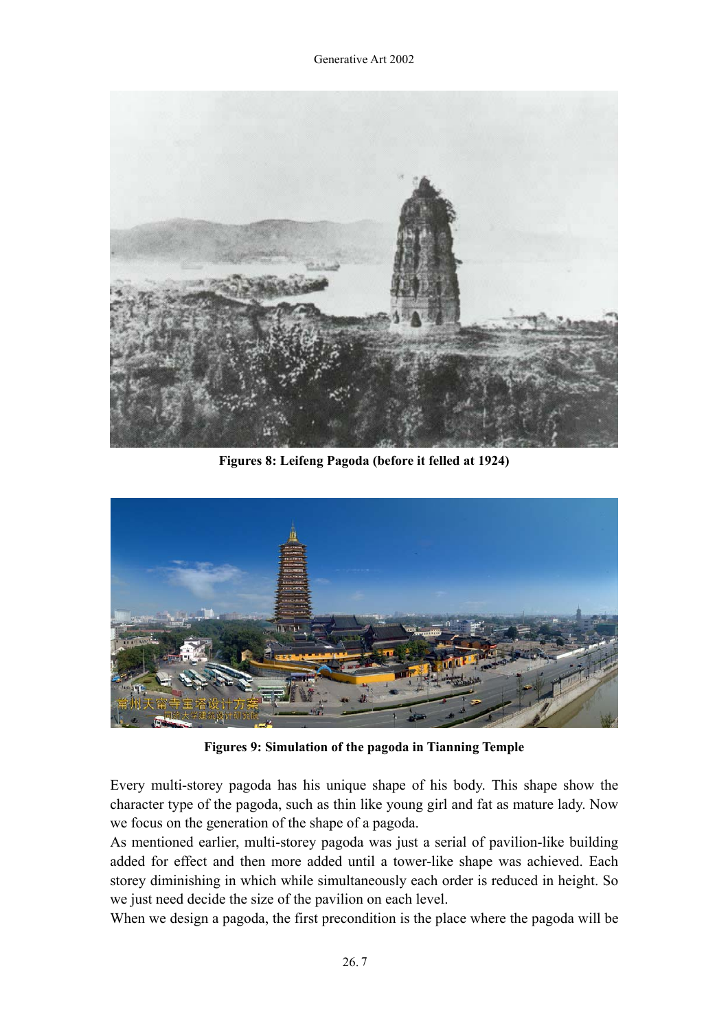**Figures 8: Leifeng Pagoda (before it felled at 1924)**

**Figures 9: Simulation of the pagoda in Tianning Temple**

Every multi-storey pagoda has his unique shape of his body. This shape show the character type of the pagoda, such as thin like young girl and fat as mature lady. Now we focus on the generation of the shape of a pagoda.

As mentioned earlier, multi-storey pagoda was just a serial of pavilion-like building added for effect and then more added until a tower-like shape was achieved. Each storey diminishing in which while simultaneously each order is reduced in height. So we just need decide the size of the pavilion on each level.

When we design a pagoda, the first precondition is the place where the pagoda will be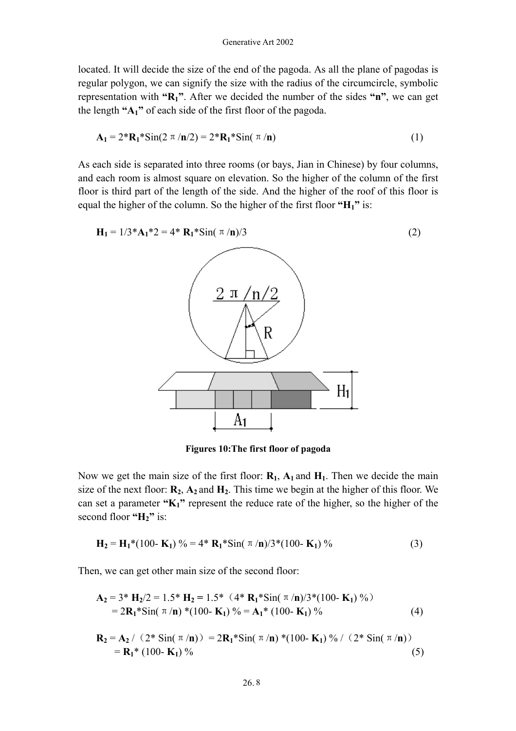located. It will decide the size of the end of the pagoda. As all the plane of pagodas is regular polygon, we can signify the size with the radius of the circumcircle, symbolic representation with **"$R_1$"**. After we decided the number of the sides **"n"**, we can get the length **"$A_1$"** of each side of the first floor of the pagoda.

$$A_1 = 2*R_1*\text{Sin}(2\pi/n/2) = 2*R_1*\text{Sin}(\pi/n) \quad (1)$$

As each side is separated into three rooms (or bays, Jian in Chinese) by four columns, and each room is almost square on elevation. So the higher of the column of the first floor is third part of the length of the side. And the higher of the roof of this floor is equal the higher of the column. So the higher of the first floor **"$H_1$"** is:

$$H_1 = 1/3*A_1*2 = 4*R_1*\text{Sin}(\pi/n)/3 \quad (2)$$

**Figures 10:The first floor of pagoda**

Now we get the main size of the first floor: $R_1$, $A_1$ and $H_1$. Then we decide the main size of the next floor: $R_2$, $A_2$ and $H_2$. This time we begin at the higher of this floor. We can set a parameter **"$K_1$"** represent the reduce rate of the higher, so the higher of the second floor **"$H_2$"** is:

$$H_2 = H_1*(100-K_1)\% = 4*R_1*\text{Sin}(\pi/n)/3*(100-K_1)\% \quad (3)$$

Then, we can get other main size of the second floor:

$$A_2 = 3*H_2/2 = 1.5*H_2 = 1.5*(4*R_1*\text{Sin}(\pi/n)/3*(100-K_1)\%) = 2R_1*\text{Sin}(\pi/n)*(100-K_1)\% = A_1*(100-K_1)\% \quad (4)$$

$$R_2 = A_2/(2*\text{Sin}(\pi/n)) = 2R_1*\text{Sin}(\pi/n)*(100-K_1)\%/(2*\text{Sin}(\pi/n)) = R_1*(100-K_1)\% \quad (5)$$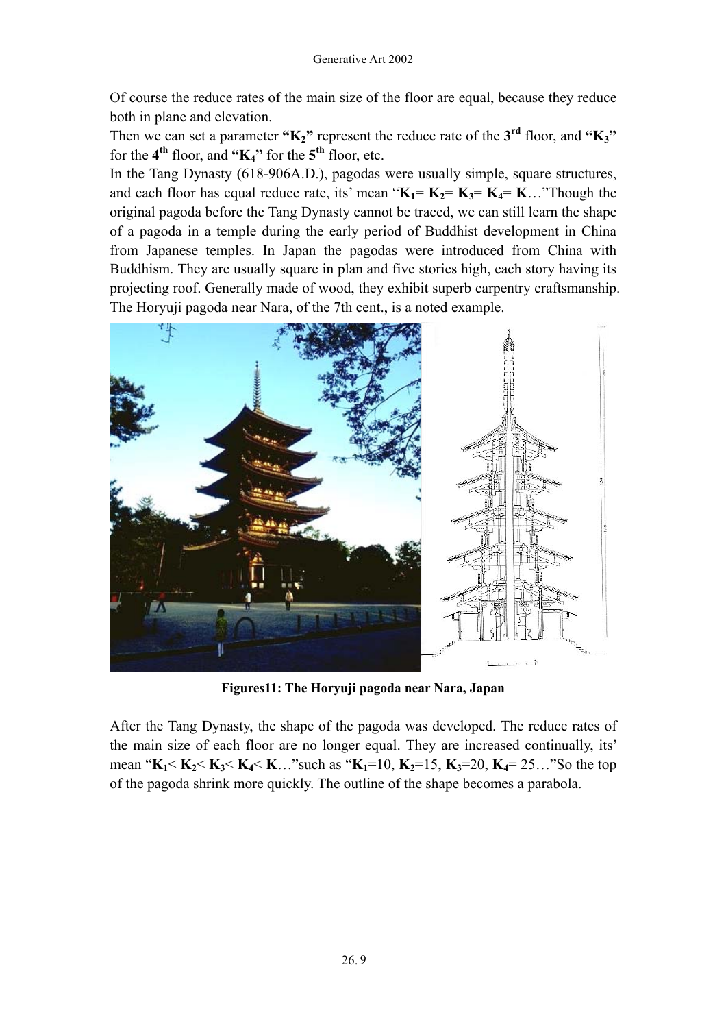Of course the reduce rates of the main size of the floor are equal, because they reduce both in plane and elevation.

Then we can set a parameter **"$K_2$"** represent the reduce rate of the **3rd** floor, and **"$K_3$"** for the **4th** floor, and **"$K_4$"** for the **5th** floor, etc.

In the Tang Dynasty (618-906A.D.), pagodas were usually simple, square structures, and each floor has equal reduce rate, its' mean "$K_1 = K_2 = K_3 = K_4 = K$…"Though the original pagoda before the Tang Dynasty cannot be traced, we can still learn the shape of a pagoda in a temple during the early period of Buddhist development in China from Japanese temples. In Japan the pagodas were introduced from China with Buddhism. They are usually square in plan and five stories high, each story having its projecting roof. Generally made of wood, they exhibit superb carpentry craftsmanship. The Horyuji pagoda near Nara, of the 7th cent., is a noted example.

**Figures11: The Horyuji pagoda near Nara, Japan**

After the Tang Dynasty, the shape of the pagoda was developed. The reduce rates of the main size of each floor are no longer equal. They are increased continually, its' mean "$K_1 < K_2 < K_3 < K_4 < K$…"such as "$K_1=10$, $K_2=15$, $K_3=20$, $K_4= 25$…"So the top of the pagoda shrink more quickly. The outline of the shape becomes a parabola.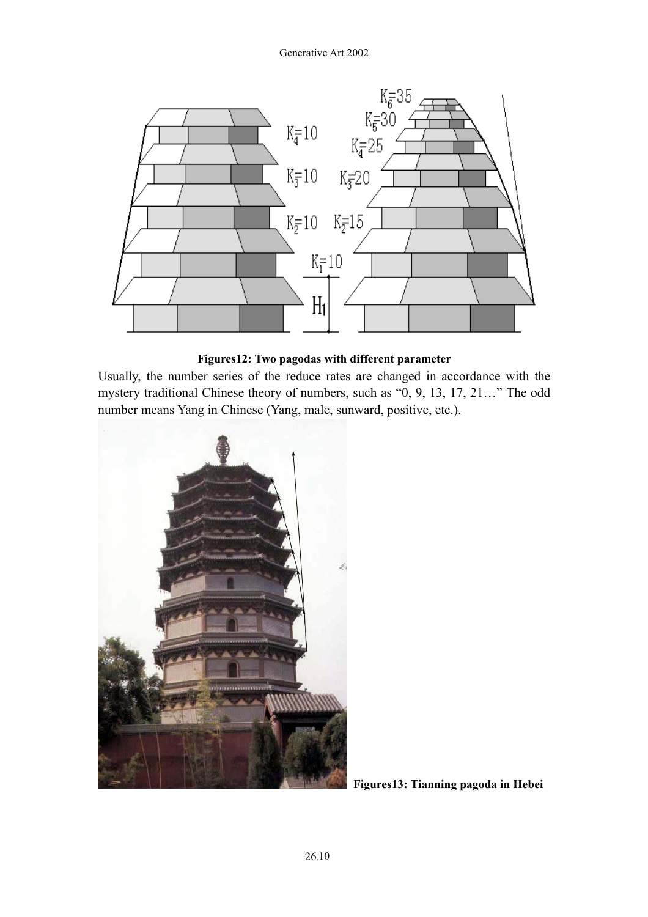**Figures12: Two pagodas with different parameter**

Usually, the number series of the reduce rates are changed in accordance with the mystery traditional Chinese theory of numbers, such as “0, 9, 13, 17, 21…” The odd number means Yang in Chinese (Yang, male, sunward, positive, etc.).

**Figures13: Tianning pagoda in Hebei**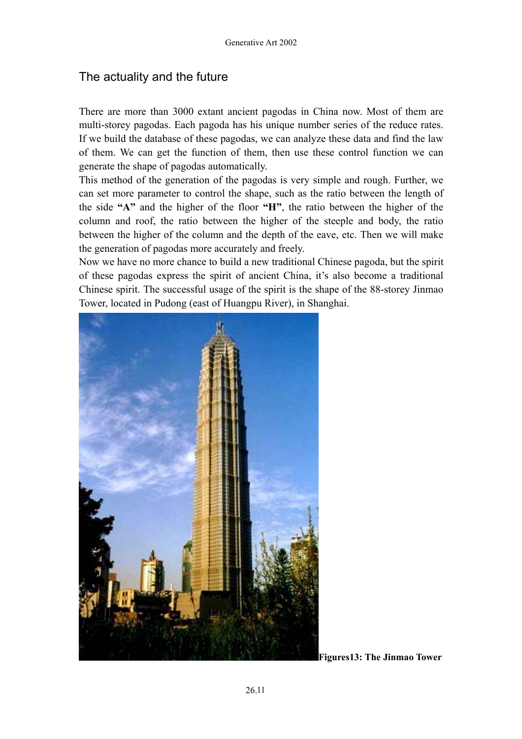## The actuality and the future

There are more than 3000 extant ancient pagodas in China now. Most of them are multi-storey pagodas. Each pagoda has his unique number series of the reduce rates. If we build the database of these pagodas, we can analyze these data and find the law of them. We can get the function of them, then use these control function we can generate the shape of pagodas automatically.

This method of the generation of the pagodas is very simple and rough. Further, we can set more parameter to control the shape, such as the ratio between the length of the side **"A"** and the higher of the floor **"H"**, the ratio between the higher of the column and roof, the ratio between the higher of the steeple and body, the ratio between the higher of the column and the depth of the eave, etc. Then we will make the generation of pagodas more accurately and freely.

Now we have no more chance to build a new traditional Chinese pagoda, but the spirit of these pagodas express the spirit of ancient China, it's also become a traditional Chinese spirit. The successful usage of the spirit is the shape of the 88-storey Jinmao Tower, located in Pudong (east of Huangpu River), in Shanghai.

**Figures13: The Jinmao Tower**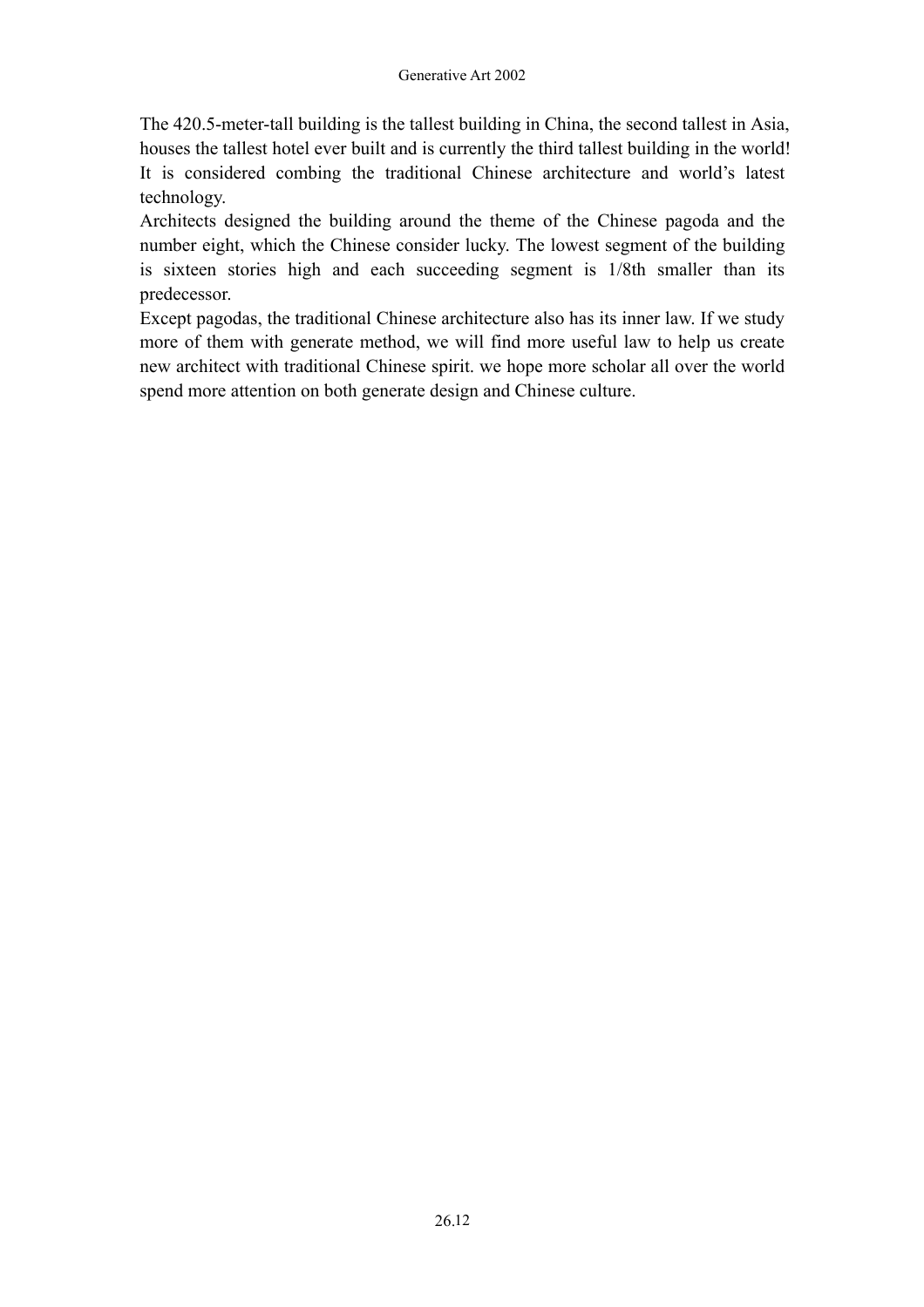The 420.5-meter-tall building is the tallest building in China, the second tallest in Asia, houses the tallest hotel ever built and is currently the third tallest building in the world! It is considered combing the traditional Chinese architecture and world's latest technology.

Architects designed the building around the theme of the Chinese pagoda and the number eight, which the Chinese consider lucky. The lowest segment of the building is sixteen stories high and each succeeding segment is 1/8th smaller than its predecessor.

Except pagodas, the traditional Chinese architecture also has its inner law. If we study more of them with generate method, we will find more useful law to help us create new architect with traditional Chinese spirit. we hope more scholar all over the world spend more attention on both generate design and Chinese culture.